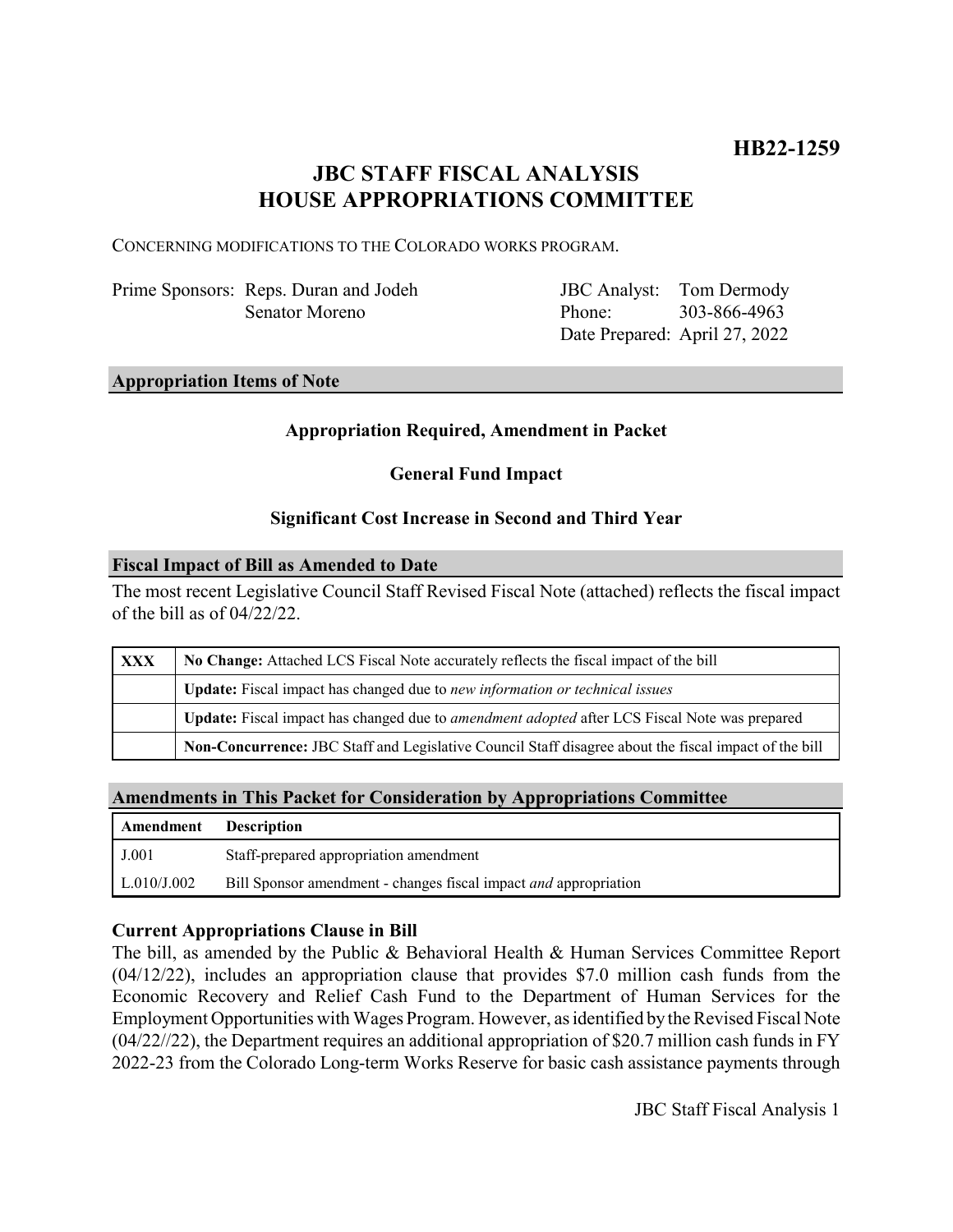**HB22-1259**

# JBC STAFF FISCAL ANALYSIS
# HOUSE APPROPRIATIONS COMMITTEE

CONCERNING MODIFICATIONS TO THE COLORADO WORKS PROGRAM.

| | | | |
|---|---|---|---|
| Prime Sponsors: | Reps. Duran and Jodeh | JBC Analyst: | Tom Dermody |
| | Senator Moreno | Phone: | 303-866-4963 |
| | | Date Prepared: | April 27, 2022 |

## Appropriation Items of Note

**Appropriation Required, Amendment in Packet**

**General Fund Impact**

**Significant Cost Increase in Second and Third Year**

## Fiscal Impact of Bill as Amended to Date

The most recent Legislative Council Staff Revised Fiscal Note (attached) reflects the fiscal impact of the bill as of 04/22/22.

| | |
|---|---|
| **XXX** | **No Change:** Attached LCS Fiscal Note accurately reflects the fiscal impact of the bill |
| | **Update:** Fiscal impact has changed due to *new information or technical issues* |
| | **Update:** Fiscal impact has changed due to *amendment adopted* after LCS Fiscal Note was prepared |
| | **Non-Concurrence:** JBC Staff and Legislative Council Staff disagree about the fiscal impact of the bill |

## Amendments in This Packet for Consideration by Appropriations Committee

| Amendment | Description |
|---|---|
| J.001 | Staff-prepared appropriation amendment |
| L.010/J.002 | Bill Sponsor amendment - changes fiscal impact *and* appropriation |

### Current Appropriations Clause in Bill

The bill, as amended by the Public & Behavioral Health & Human Services Committee Report (04/12/22), includes an appropriation clause that provides $7.0 million cash funds from the Economic Recovery and Relief Cash Fund to the Department of Human Services for the Employment Opportunities with Wages Program. However, as identified by the Revised Fiscal Note (04/22//22), the Department requires an additional appropriation of $20.7 million cash funds in FY 2022-23 from the Colorado Long-term Works Reserve for basic cash assistance payments through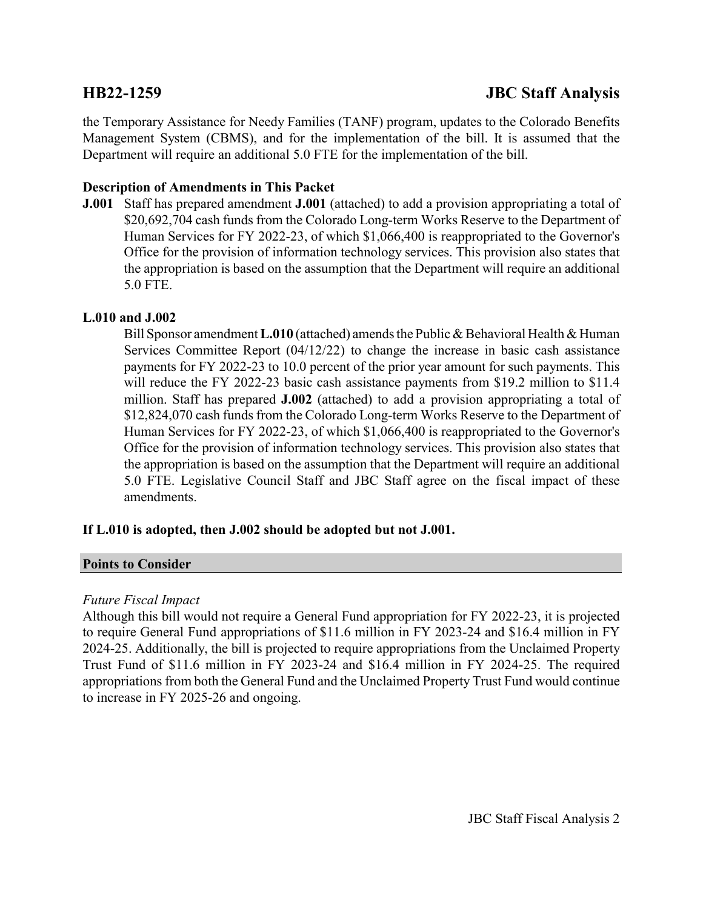the Temporary Assistance for Needy Families (TANF) program, updates to the Colorado Benefits Management System (CBMS), and for the implementation of the bill. It is assumed that the Department will require an additional 5.0 FTE for the implementation of the bill.

**Description of Amendments in This Packet**

**J.001** Staff has prepared amendment **J.001** (attached) to add a provision appropriating a total of \$20,692,704 cash funds from the Colorado Long-term Works Reserve to the Department of Human Services for FY 2022-23, of which \$1,066,400 is reappropriated to the Governor's Office for the provision of information technology services. This provision also states that the appropriation is based on the assumption that the Department will require an additional 5.0 FTE.

**L.010 and J.002**

Bill Sponsor amendment **L.010** (attached) amends the Public & Behavioral Health & Human Services Committee Report (04/12/22) to change the increase in basic cash assistance payments for FY 2022-23 to 10.0 percent of the prior year amount for such payments. This will reduce the FY 2022-23 basic cash assistance payments from \$19.2 million to \$11.4 million. Staff has prepared **J.002** (attached) to add a provision appropriating a total of \$12,824,070 cash funds from the Colorado Long-term Works Reserve to the Department of Human Services for FY 2022-23, of which \$1,066,400 is reappropriated to the Governor's Office for the provision of information technology services. This provision also states that the appropriation is based on the assumption that the Department will require an additional 5.0 FTE. Legislative Council Staff and JBC Staff agree on the fiscal impact of these amendments.

**If L.010 is adopted, then J.002 should be adopted but not J.001.**

## Points to Consider

*Future Fiscal Impact*

Although this bill would not require a General Fund appropriation for FY 2022-23, it is projected to require General Fund appropriations of \$11.6 million in FY 2023-24 and \$16.4 million in FY 2024-25. Additionally, the bill is projected to require appropriations from the Unclaimed Property Trust Fund of \$11.6 million in FY 2023-24 and \$16.4 million in FY 2024-25. The required appropriations from both the General Fund and the Unclaimed Property Trust Fund would continue to increase in FY 2025-26 and ongoing.